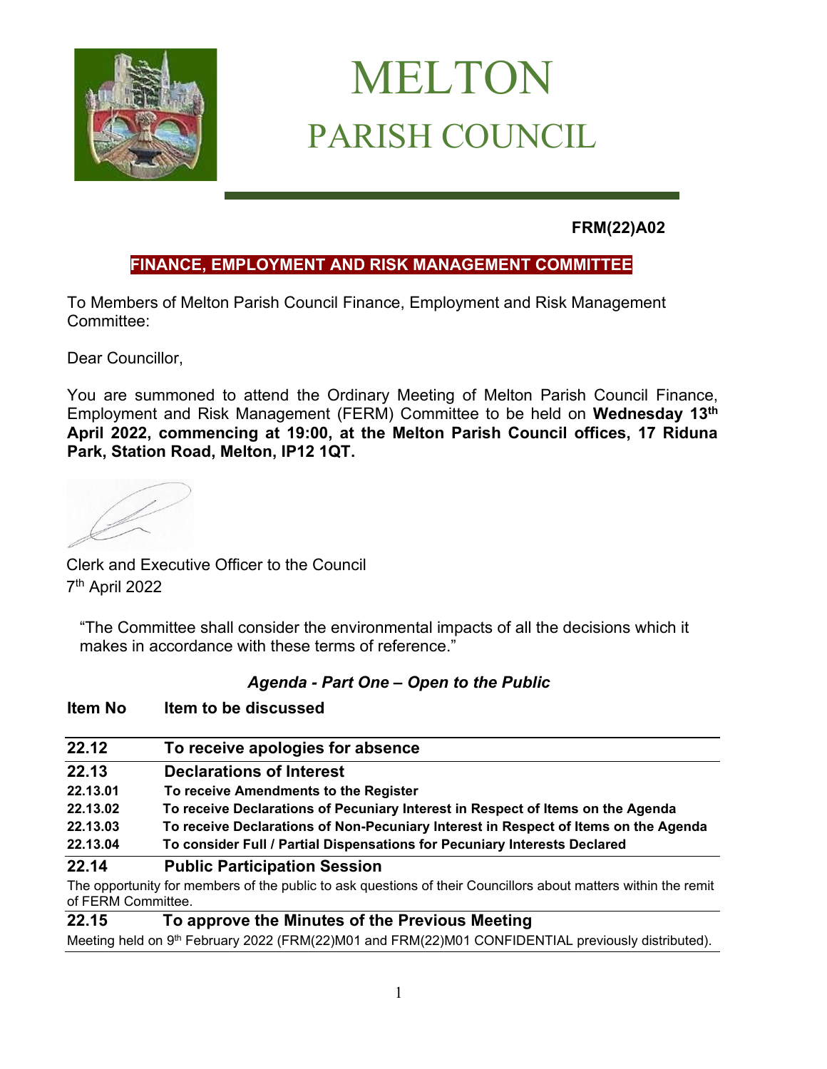# MELTON

## PARISH COUNCIL

**FRM(22)A02**

**FINANCE, EMPLOYMENT AND RISK MANAGEMENT COMMITTEE**

To Members of Melton Parish Council Finance, Employment and Risk Management Committee:

Dear Councillor,

You are summoned to attend the Ordinary Meeting of Melton Parish Council Finance, Employment and Risk Management (FERM) Committee to be held on **Wednesday 13th April 2022, commencing at 19:00, at the Melton Parish Council offices, 17 Riduna Park, Station Road, Melton, IP12 1QT.**

Clerk and Executive Officer to the Council
7th April 2022

"The Committee shall consider the environmental impacts of all the decisions which it makes in accordance with these terms of reference."

***Agenda - Part One – Open to the Public***

**Item No Item to be discussed**

**22.12 To receive apologies for absence**

**22.13 Declarations of Interest**

**22.13.01 To receive Amendments to the Register**

**22.13.02 To receive Declarations of Pecuniary Interest in Respect of Items on the Agenda**

**22.13.03 To receive Declarations of Non-Pecuniary Interest in Respect of Items on the Agenda**

**22.13.04 To consider Full / Partial Dispensations for Pecuniary Interests Declared**

**22.14 Public Participation Session**

The opportunity for members of the public to ask questions of their Councillors about matters within the remit of FERM Committee.

**22.15 To approve the Minutes of the Previous Meeting**

Meeting held on 9th February 2022 (FRM(22)M01 and FRM(22)M01 CONFIDENTIAL previously distributed).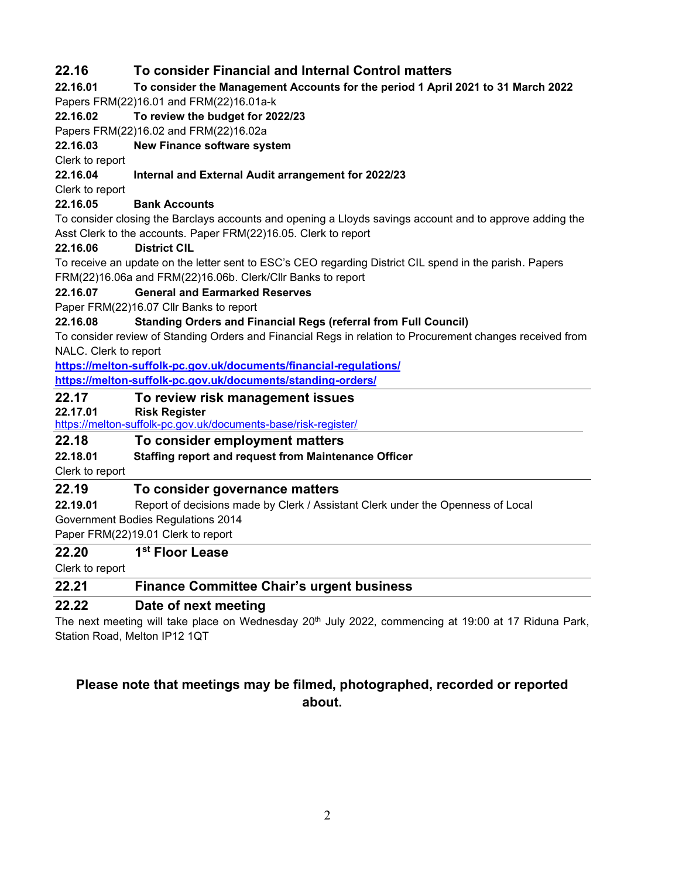## 22.16 To consider Financial and Internal Control matters

**22.16.01 To consider the Management Accounts for the period 1 April 2021 to 31 March 2022**

Papers FRM(22)16.01 and FRM(22)16.01a-k

**22.16.02 To review the budget for 2022/23**

Papers FRM(22)16.02 and FRM(22)16.02a

**22.16.03 New Finance software system**

Clerk to report

**22.16.04 Internal and External Audit arrangement for 2022/23**

Clerk to report

**22.16.05 Bank Accounts**

To consider closing the Barclays accounts and opening a Lloyds savings account and to approve adding the Asst Clerk to the accounts. Paper FRM(22)16.05. Clerk to report

**22.16.06 District CIL**

To receive an update on the letter sent to ESC's CEO regarding District CIL spend in the parish. Papers FRM(22)16.06a and FRM(22)16.06b. Clerk/Cllr Banks to report

**22.16.07 General and Earmarked Reserves**

Paper FRM(22)16.07 Cllr Banks to report

**22.16.08 Standing Orders and Financial Regs (referral from Full Council)**

To consider review of Standing Orders and Financial Regs in relation to Procurement changes received from NALC. Clerk to report

**https://melton-suffolk-pc.gov.uk/documents/financial-regulations/**

**https://melton-suffolk-pc.gov.uk/documents/standing-orders/**

## 22.17 To review risk management issues

**22.17.01 Risk Register**

https://melton-suffolk-pc.gov.uk/documents-base/risk-register/

## 22.18 To consider employment matters

**22.18.01 Staffing report and request from Maintenance Officer**

Clerk to report

## 22.19 To consider governance matters

**22.19.01** Report of decisions made by Clerk / Assistant Clerk under the Openness of Local Government Bodies Regulations 2014

Paper FRM(22)19.01 Clerk to report

## 22.20 1st Floor Lease

Clerk to report

## 22.21 Finance Committee Chair's urgent business

## 22.22 Date of next meeting

The next meeting will take place on Wednesday 20th July 2022, commencing at 19:00 at 17 Riduna Park, Station Road, Melton IP12 1QT

**Please note that meetings may be filmed, photographed, recorded or reported about.**